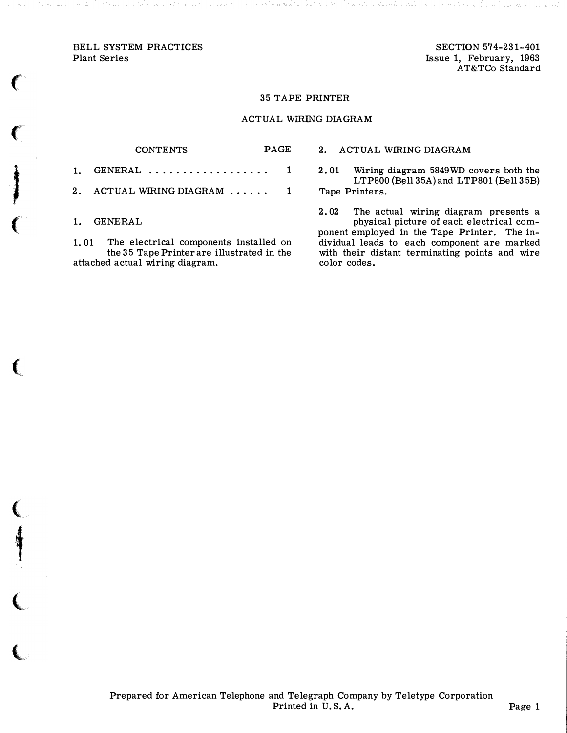BELL SYSTEM PRACTICES
Plant Series

SECTION 574-231-401
Issue 1, February, 1963
AT&TCo Standard

# 35 TAPE PRINTER

# ACTUAL WIRING DIAGRAM

| CONTENTS | PAGE |
|---|---|
| 1. GENERAL . . . . . . . . . . . . . . . . . . | 1 |
| 2. ACTUAL WIRING DIAGRAM . . . . . . | 1 |

## 1. GENERAL

1.01 The electrical components installed on the 35 Tape Printer are illustrated in the attached actual wiring diagram.

## 2. ACTUAL WIRING DIAGRAM

2.01 Wiring diagram 5849WD covers both the LTP800 (Bell 35A) and LTP801 (Bell 35B) Tape Printers.

2.02 The actual wiring diagram presents a physical picture of each electrical component employed in the Tape Printer. The individual leads to each component are marked with their distant terminating points and wire color codes.

Prepared for American Telephone and Telegraph Company by Teletype Corporation
Printed in U.S.A.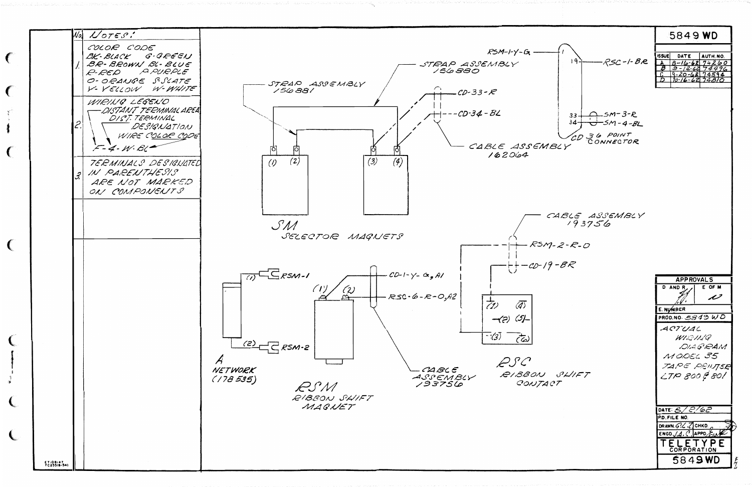# 5849 WD

| No. | NOTES: |
|---|---|
| 1. | COLOR CODE<br>BK-BLACK G-GREEN<br>BR-BROWN BL-BLUE<br>R-RED P-PURPLE<br>O-ORANGE S-SLATE<br>Y-YELLOW W-WHITE |
| 2. | WIRING LEGEND<br>DISTANT TERMINAL AREA<br>DIST. TERMINAL DESIGNATION<br>WIRE COLOR CODE<br>F-4-W-BL |
| 3. | TERMINALS DESIGNATED IN PARENTHESIS ARE NOT MARKED ON COMPONENTS |

| ISSUE | DATE | AUTH. NO. |
|---|---|---|
| A | 8-16-62 | 74260 |
| B | 9-12-62 | 74496 |
| C | 9-20-62 | 74594 |
| D | 10-16-62 | 74810 |

STRAP ASSEMBLY 156880

STRAP ASSEMBLY 156881

CD-33-R

CD-34-BL

CABLE ASSEMBLY 162064

(1) (2) (3) (4)

SM
SELECTOR MAGNETS

RSM-1-Y-G — 1

19 — RSC-1-BR

33 — SM-3-R

34 — SM-4-BL

CD 36 POINT CONNECTOR

CABLE ASSEMBLY 193756

RSM-2-R-O

CD-19-BR

(1) (4)
(2) (5)
(3) (6)

RSC
RIBBON SHIFT CONTACT

(1) RSM-1

(2) RSM-2

A
NETWORK (178535)

(1) (2)

CD-1-Y-G, A1

RSC-6-R-O, A2

CABLE ASSEMBLY 193756

RSM
RIBBON SHIFT MAGNET

| APPROVALS | |
|---|---|
| D AND R | E OF M |
| E. NUMBER | |
| PROD. NO. 5849 WD | |

ACTUAL WIRING DIAGRAM MODEL 35 TAPE PRINTER LTP 800 & 801

DATE: 5/2/62

P.D. FILE NO.

DRAWN. CHKD.

ENGD. APPD.

TELETYPE CORPORATION

5849 WD

ET-08147 TC2551(8-54)